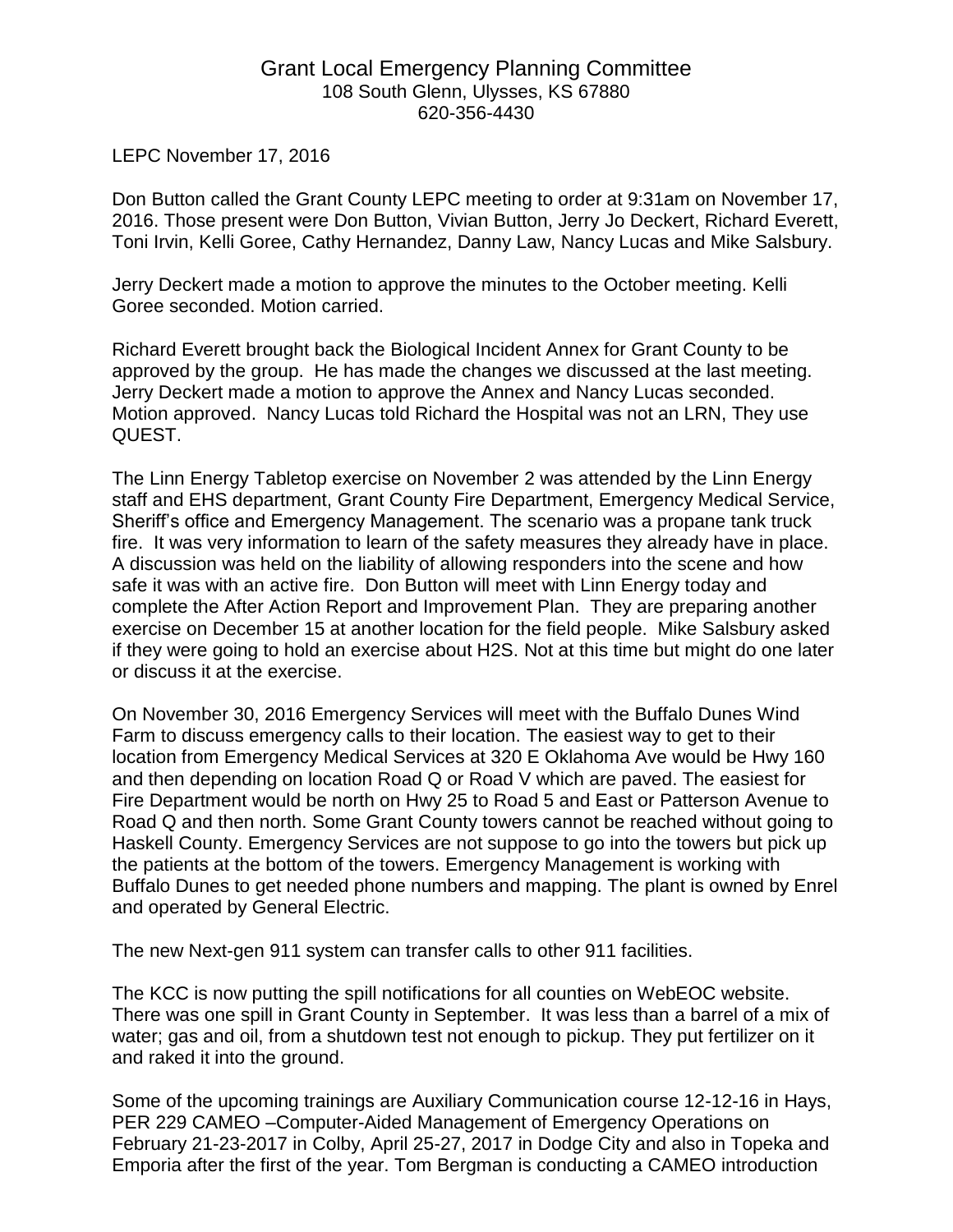# Grant Local Emergency Planning Committee

108 South Glenn, Ulysses, KS 67880
620-356-4430

LEPC November 17, 2016

Don Button called the Grant County LEPC meeting to order at 9:31am on November 17, 2016. Those present were Don Button, Vivian Button, Jerry Jo Deckert, Richard Everett, Toni Irvin, Kelli Goree, Cathy Hernandez, Danny Law, Nancy Lucas and Mike Salsbury.

Jerry Deckert made a motion to approve the minutes to the October meeting. Kelli Goree seconded. Motion carried.

Richard Everett brought back the Biological Incident Annex for Grant County to be approved by the group. He has made the changes we discussed at the last meeting. Jerry Deckert made a motion to approve the Annex and Nancy Lucas seconded. Motion approved. Nancy Lucas told Richard the Hospital was not an LRN, They use QUEST.

The Linn Energy Tabletop exercise on November 2 was attended by the Linn Energy staff and EHS department, Grant County Fire Department, Emergency Medical Service, Sheriff's office and Emergency Management. The scenario was a propane tank truck fire. It was very information to learn of the safety measures they already have in place. A discussion was held on the liability of allowing responders into the scene and how safe it was with an active fire. Don Button will meet with Linn Energy today and complete the After Action Report and Improvement Plan. They are preparing another exercise on December 15 at another location for the field people. Mike Salsbury asked if they were going to hold an exercise about H2S. Not at this time but might do one later or discuss it at the exercise.

On November 30, 2016 Emergency Services will meet with the Buffalo Dunes Wind Farm to discuss emergency calls to their location. The easiest way to get to their location from Emergency Medical Services at 320 E Oklahoma Ave would be Hwy 160 and then depending on location Road Q or Road V which are paved. The easiest for Fire Department would be north on Hwy 25 to Road 5 and East or Patterson Avenue to Road Q and then north. Some Grant County towers cannot be reached without going to Haskell County. Emergency Services are not suppose to go into the towers but pick up the patients at the bottom of the towers. Emergency Management is working with Buffalo Dunes to get needed phone numbers and mapping. The plant is owned by Enrel and operated by General Electric.

The new Next-gen 911 system can transfer calls to other 911 facilities.

The KCC is now putting the spill notifications for all counties on WebEOC website. There was one spill in Grant County in September. It was less than a barrel of a mix of water; gas and oil, from a shutdown test not enough to pickup. They put fertilizer on it and raked it into the ground.

Some of the upcoming trainings are Auxiliary Communication course 12-12-16 in Hays, PER 229 CAMEO –Computer-Aided Management of Emergency Operations on February 21-23-2017 in Colby, April 25-27, 2017 in Dodge City and also in Topeka and Emporia after the first of the year. Tom Bergman is conducting a CAMEO introduction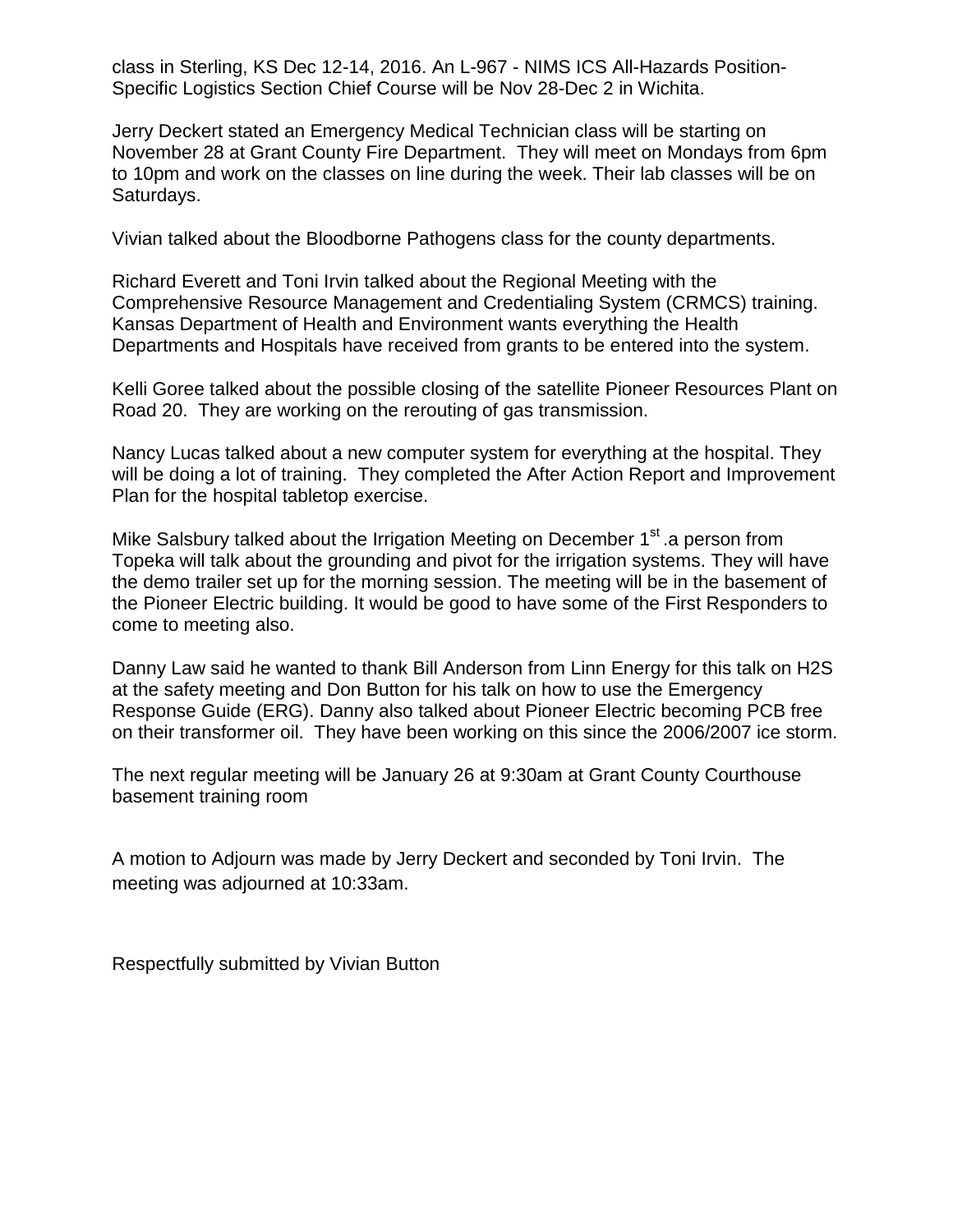class in Sterling, KS Dec 12-14, 2016. An L-967 - NIMS ICS All-Hazards Position-Specific Logistics Section Chief Course will be Nov 28-Dec 2 in Wichita.

Jerry Deckert stated an Emergency Medical Technician class will be starting on November 28 at Grant County Fire Department. They will meet on Mondays from 6pm to 10pm and work on the classes on line during the week. Their lab classes will be on Saturdays.

Vivian talked about the Bloodborne Pathogens class for the county departments.

Richard Everett and Toni Irvin talked about the Regional Meeting with the Comprehensive Resource Management and Credentialing System (CRMCS) training. Kansas Department of Health and Environment wants everything the Health Departments and Hospitals have received from grants to be entered into the system.

Kelli Goree talked about the possible closing of the satellite Pioneer Resources Plant on Road 20. They are working on the rerouting of gas transmission.

Nancy Lucas talked about a new computer system for everything at the hospital. They will be doing a lot of training. They completed the After Action Report and Improvement Plan for the hospital tabletop exercise.

Mike Salsbury talked about the Irrigation Meeting on December 1st .a person from Topeka will talk about the grounding and pivot for the irrigation systems. They will have the demo trailer set up for the morning session. The meeting will be in the basement of the Pioneer Electric building. It would be good to have some of the First Responders to come to meeting also.

Danny Law said he wanted to thank Bill Anderson from Linn Energy for this talk on H2S at the safety meeting and Don Button for his talk on how to use the Emergency Response Guide (ERG). Danny also talked about Pioneer Electric becoming PCB free on their transformer oil. They have been working on this since the 2006/2007 ice storm.

The next regular meeting will be January 26 at 9:30am at Grant County Courthouse basement training room

A motion to Adjourn was made by Jerry Deckert and seconded by Toni Irvin. The meeting was adjourned at 10:33am.

Respectfully submitted by Vivian Button